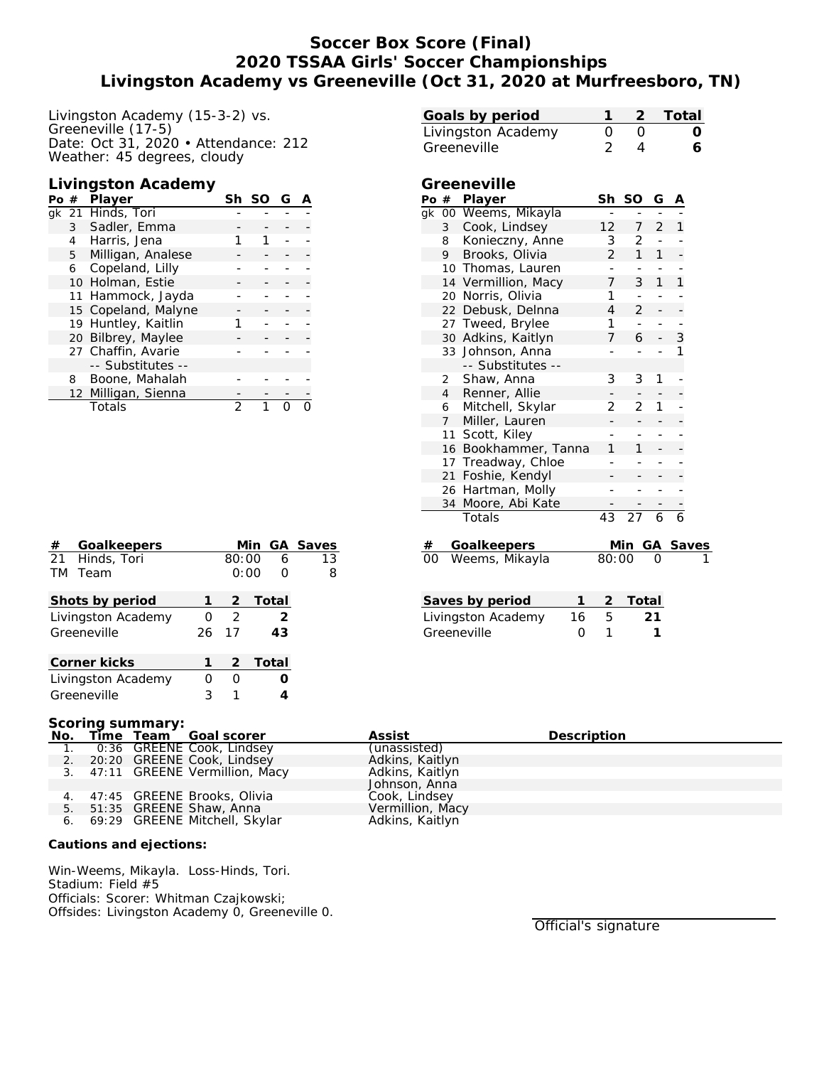# Soccer Box Score (Final)
## 2020 TSSAA Girls' Soccer Championships
## Livingston Academy vs Greeneville (Oct 31, 2020 at Murfreesboro, TN)

Livingston Academy (15-3-2) vs.
Greeneville (17-5)
Date: Oct 31, 2020 • Attendance: 212
Weather: 45 degrees, cloudy

| Goals by period | 1 | 2 | Total |
|---|---|---|---|
| Livingston Academy | 0 | 0 | **0** |
| Greeneville | 2 | 4 | **6** |

### Livingston Academy

| Po | # | Player | Sh | SO | G | A |
|---|---|---|---|---|---|---|
| gk | 21 | Hinds, Tori | - | - | - | - |
| | 3 | Sadler, Emma | - | - | - | - |
| | 4 | Harris, Jena | 1 | 1 | - | - |
| | 5 | Milligan, Analese | - | - | - | - |
| | 6 | Copeland, Lilly | - | - | - | - |
| | 10 | Holman, Estie | - | - | - | - |
| | 11 | Hammock, Jayda | - | - | - | - |
| | 15 | Copeland, Malyne | - | - | - | - |
| | 19 | Huntley, Kaitlin | 1 | - | - | - |
| | 20 | Bilbrey, Maylee | - | - | - | - |
| | 27 | Chaffin, Avarie | - | - | - | - |
| | | -- Substitutes -- | | | | |
| | 8 | Boone, Mahalah | - | - | - | - |
| | 12 | Milligan, Sienna | - | - | - | - |
| | | Totals | 2 | 1 | 0 | 0 |

### Greeneville

| Po | # | Player | Sh | SO | G | A |
|---|---|---|---|---|---|---|
| gk | 00 | Weems, Mikayla | - | - | - | - |
| | 3 | Cook, Lindsey | 12 | 7 | 2 | 1 |
| | 8 | Konieczny, Anne | 3 | 2 | - | - |
| | 9 | Brooks, Olivia | 2 | 1 | 1 | - |
| | 10 | Thomas, Lauren | - | - | - | - |
| | 14 | Vermillion, Macy | 7 | 3 | 1 | 1 |
| | 20 | Norris, Olivia | 1 | - | - | - |
| | 22 | Debusk, Delnna | 4 | 2 | - | - |
| | 27 | Tweed, Brylee | 1 | - | - | - |
| | 30 | Adkins, Kaitlyn | 7 | 6 | - | 3 |
| | 33 | Johnson, Anna | - | - | - | 1 |
| | | -- Substitutes -- | | | | |
| | 2 | Shaw, Anna | 3 | 3 | 1 | - |
| | 4 | Renner, Allie | - | - | - | - |
| | 6 | Mitchell, Skylar | 2 | 2 | 1 | - |
| | 7 | Miller, Lauren | - | - | - | - |
| | 11 | Scott, Kiley | - | - | - | - |
| | 16 | Bookhammer, Tanna | 1 | 1 | - | - |
| | 17 | Treadway, Chloe | - | - | - | - |
| | 21 | Foshie, Kendyl | - | - | - | - |
| | 26 | Hartman, Molly | - | - | - | - |
| | 34 | Moore, Abi Kate | - | - | - | - |
| | | Totals | 43 | 27 | 6 | 6 |

| # | Goalkeepers | Min | GA | Saves |
|---|---|---|---|---|
| 21 | Hinds, Tori | 80:00 | 6 | 13 |
| TM | Team | 0:00 | 0 | 8 |

| # | Goalkeepers | Min | GA | Saves |
|---|---|---|---|---|
| 00 | Weems, Mikayla | 80:00 | 0 | 1 |

| Shots by period | 1 | 2 | Total |
|---|---|---|---|
| Livingston Academy | 0 | 2 | **2** |
| Greeneville | 26 | 17 | **43** |

| Saves by period | 1 | 2 | Total |
|---|---|---|---|
| Livingston Academy | 16 | 5 | **21** |
| Greeneville | 0 | 1 | **1** |

| Corner kicks | 1 | 2 | Total |
|---|---|---|---|
| Livingston Academy | 0 | 0 | **0** |
| Greeneville | 3 | 1 | **4** |

### Scoring summary:

| No. | Time | Team | Goal scorer | Assist | Description |
|---|---|---|---|---|---|
| 1. | 0:36 | GREENE | Cook, Lindsey | (unassisted) | |
| 2. | 20:20 | GREENE | Cook, Lindsey | Adkins, Kaitlyn | |
| 3. | 47:11 | GREENE | Vermillion, Macy | Adkins, Kaitlyn; Johnson, Anna | |
| 4. | 47:45 | GREENE | Brooks, Olivia | Cook, Lindsey | |
| 5. | 51:35 | GREENE | Shaw, Anna | Vermillion, Macy | |
| 6. | 69:29 | GREENE | Mitchell, Skylar | Adkins, Kaitlyn | |

**Cautions and ejections:**

Win-Weems, Mikayla. Loss-Hinds, Tori.
Stadium: Field #5
Officials: Scorer: Whitman Czajkowski;
Offsides: Livingston Academy 0, Greeneville 0.

Official's signature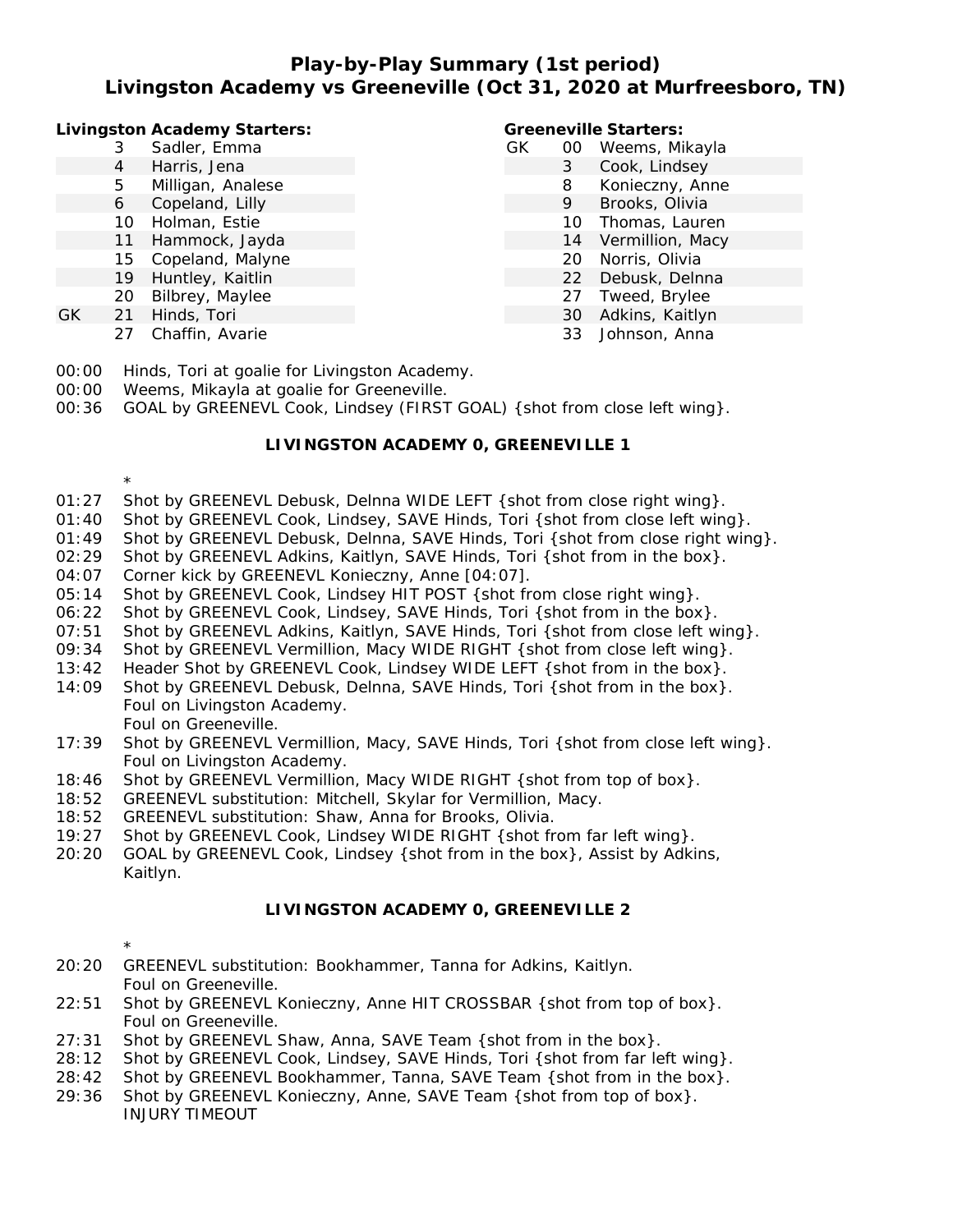## Play-by-Play Summary (1st period)
## Livingston Academy vs Greeneville (Oct 31, 2020 at Murfreesboro, TN)

**Livingston Academy Starters:**

| | # | Name |
|---|---|---|
| | 3 | Sadler, Emma |
| | 4 | Harris, Jena |
| | 5 | Milligan, Analese |
| | 6 | Copeland, Lilly |
| | 10 | Holman, Estie |
| | 11 | Hammock, Jayda |
| | 15 | Copeland, Malyne |
| | 19 | Huntley, Kaitlin |
| | 20 | Bilbrey, Maylee |
| GK | 21 | Hinds, Tori |
| | 27 | Chaffin, Avarie |

**Greeneville Starters:**

| | # | Name |
|---|---|---|
| GK | 00 | Weems, Mikayla |
| | 3 | Cook, Lindsey |
| | 8 | Konieczny, Anne |
| | 9 | Brooks, Olivia |
| | 10 | Thomas, Lauren |
| | 14 | Vermillion, Macy |
| | 20 | Norris, Olivia |
| | 22 | Debusk, Delnna |
| | 27 | Tweed, Brylee |
| | 30 | Adkins, Kaitlyn |
| | 33 | Johnson, Anna |

00:00 Hinds, Tori at goalie for Livingston Academy.
00:00 Weems, Mikayla at goalie for Greeneville.
00:36 GOAL by GREENEVL Cook, Lindsey (FIRST GOAL) {shot from close left wing}.

**LIVINGSTON ACADEMY 0, GREENEVILLE 1**

*

01:27 Shot by GREENEVL Debusk, Delnna WIDE LEFT {shot from close right wing}.
01:40 Shot by GREENEVL Cook, Lindsey, SAVE Hinds, Tori {shot from close left wing}.
01:49 Shot by GREENEVL Debusk, Delnna, SAVE Hinds, Tori {shot from close right wing}.
02:29 Shot by GREENEVL Adkins, Kaitlyn, SAVE Hinds, Tori {shot from in the box}.
04:07 Corner kick by GREENEVL Konieczny, Anne [04:07].
05:14 Shot by GREENEVL Cook, Lindsey HIT POST {shot from close right wing}.
06:22 Shot by GREENEVL Cook, Lindsey, SAVE Hinds, Tori {shot from in the box}.
07:51 Shot by GREENEVL Adkins, Kaitlyn, SAVE Hinds, Tori {shot from close left wing}.
09:34 Shot by GREENEVL Vermillion, Macy WIDE RIGHT {shot from close left wing}.
13:42 Header Shot by GREENEVL Cook, Lindsey WIDE LEFT {shot from in the box}.
14:09 Shot by GREENEVL Debusk, Delnna, SAVE Hinds, Tori {shot from in the box}.
Foul on Livingston Academy.
Foul on Greeneville.
17:39 Shot by GREENEVL Vermillion, Macy, SAVE Hinds, Tori {shot from close left wing}.
Foul on Livingston Academy.
18:46 Shot by GREENEVL Vermillion, Macy WIDE RIGHT {shot from top of box}.
18:52 GREENEVL substitution: Mitchell, Skylar for Vermillion, Macy.
18:52 GREENEVL substitution: Shaw, Anna for Brooks, Olivia.
19:27 Shot by GREENEVL Cook, Lindsey WIDE RIGHT {shot from far left wing}.
20:20 GOAL by GREENEVL Cook, Lindsey {shot from in the box}, Assist by Adkins, Kaitlyn.

**LIVINGSTON ACADEMY 0, GREENEVILLE 2**

*

20:20 GREENEVL substitution: Bookhammer, Tanna for Adkins, Kaitlyn.
Foul on Greeneville.
22:51 Shot by GREENEVL Konieczny, Anne HIT CROSSBAR {shot from top of box}.
Foul on Greeneville.
27:31 Shot by GREENEVL Shaw, Anna, SAVE Team {shot from in the box}.
28:12 Shot by GREENEVL Cook, Lindsey, SAVE Hinds, Tori {shot from far left wing}.
28:42 Shot by GREENEVL Bookhammer, Tanna, SAVE Team {shot from in the box}.
29:36 Shot by GREENEVL Konieczny, Anne, SAVE Team {shot from top of box}.
INJURY TIMEOUT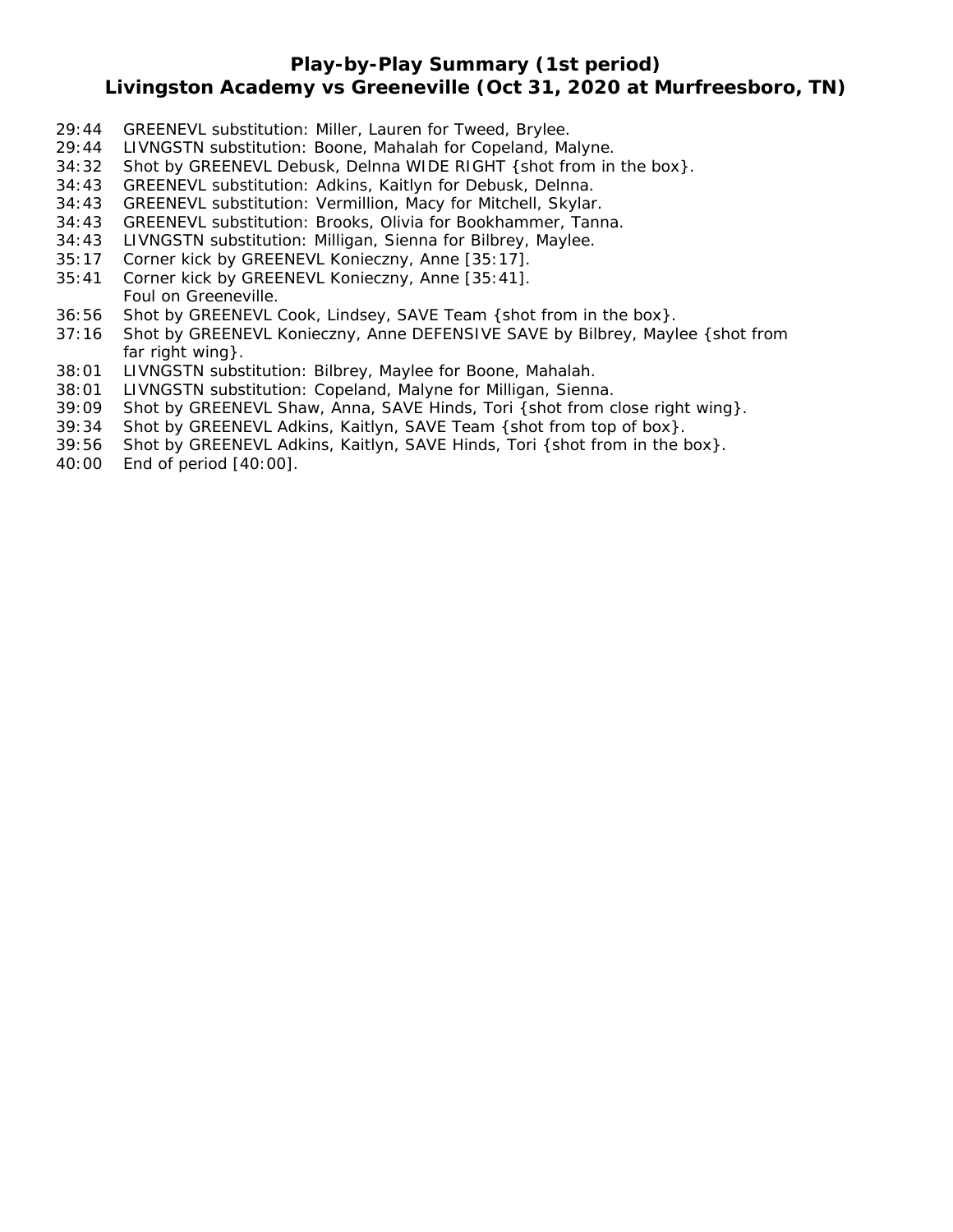## Play-by-Play Summary (1st period)
## Livingston Academy vs Greeneville (Oct 31, 2020 at Murfreesboro, TN)

29:44 GREENEVL substitution: Miller, Lauren for Tweed, Brylee.
29:44 LIVNGSTN substitution: Boone, Mahalah for Copeland, Malyne.
34:32 Shot by GREENEVL Debusk, Delnna WIDE RIGHT {shot from in the box}.
34:43 GREENEVL substitution: Adkins, Kaitlyn for Debusk, Delnna.
34:43 GREENEVL substitution: Vermillion, Macy for Mitchell, Skylar.
34:43 GREENEVL substitution: Brooks, Olivia for Bookhammer, Tanna.
34:43 LIVNGSTN substitution: Milligan, Sienna for Bilbrey, Maylee.
35:17 Corner kick by GREENEVL Konieczny, Anne [35:17].
35:41 Corner kick by GREENEVL Konieczny, Anne [35:41].
Foul on Greeneville.
36:56 Shot by GREENEVL Cook, Lindsey, SAVE Team {shot from in the box}.
37:16 Shot by GREENEVL Konieczny, Anne DEFENSIVE SAVE by Bilbrey, Maylee {shot from far right wing}.
38:01 LIVNGSTN substitution: Bilbrey, Maylee for Boone, Mahalah.
38:01 LIVNGSTN substitution: Copeland, Malyne for Milligan, Sienna.
39:09 Shot by GREENEVL Shaw, Anna, SAVE Hinds, Tori {shot from close right wing}.
39:34 Shot by GREENEVL Adkins, Kaitlyn, SAVE Team {shot from top of box}.
39:56 Shot by GREENEVL Adkins, Kaitlyn, SAVE Hinds, Tori {shot from in the box}.
40:00 End of period [40:00].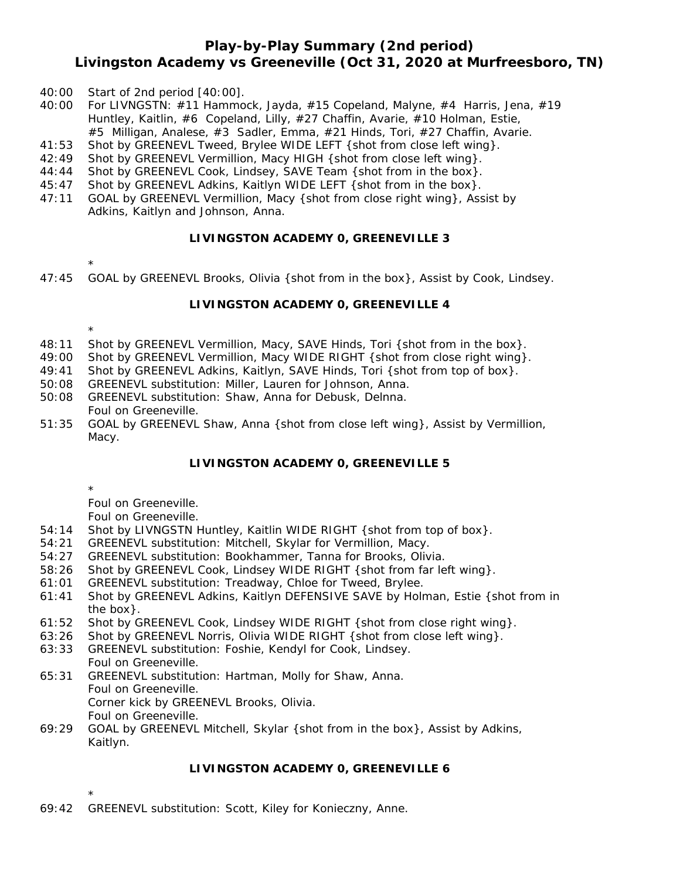# Play-by-Play Summary (2nd period)
# Livingston Academy vs Greeneville (Oct 31, 2020 at Murfreesboro, TN)

40:00 Start of 2nd period [40:00].
40:00 For LIVNGSTN: #11 Hammock, Jayda, #15 Copeland, Malyne, #4 Harris, Jena, #19 Huntley, Kaitlin, #6 Copeland, Lilly, #27 Chaffin, Avarie, #10 Holman, Estie, #5 Milligan, Analese, #3 Sadler, Emma, #21 Hinds, Tori, #27 Chaffin, Avarie.
41:53 Shot by GREENEVL Tweed, Brylee WIDE LEFT {shot from close left wing}.
42:49 Shot by GREENEVL Vermillion, Macy HIGH {shot from close left wing}.
44:44 Shot by GREENEVL Cook, Lindsey, SAVE Team {shot from in the box}.
45:47 Shot by GREENEVL Adkins, Kaitlyn WIDE LEFT {shot from in the box}.
47:11 GOAL by GREENEVL Vermillion, Macy {shot from close right wing}, Assist by Adkins, Kaitlyn and Johnson, Anna.

**LIVINGSTON ACADEMY 0, GREENEVILLE 3**

*

47:45 GOAL by GREENEVL Brooks, Olivia {shot from in the box}, Assist by Cook, Lindsey.

**LIVINGSTON ACADEMY 0, GREENEVILLE 4**

*

48:11 Shot by GREENEVL Vermillion, Macy, SAVE Hinds, Tori {shot from in the box}.
49:00 Shot by GREENEVL Vermillion, Macy WIDE RIGHT {shot from close right wing}.
49:41 Shot by GREENEVL Adkins, Kaitlyn, SAVE Hinds, Tori {shot from top of box}.
50:08 GREENEVL substitution: Miller, Lauren for Johnson, Anna.
50:08 GREENEVL substitution: Shaw, Anna for Debusk, Delnna.
Foul on Greeneville.
51:35 GOAL by GREENEVL Shaw, Anna {shot from close left wing}, Assist by Vermillion, Macy.

**LIVINGSTON ACADEMY 0, GREENEVILLE 5**

*

Foul on Greeneville.
Foul on Greeneville.
54:14 Shot by LIVNGSTN Huntley, Kaitlin WIDE RIGHT {shot from top of box}.
54:21 GREENEVL substitution: Mitchell, Skylar for Vermillion, Macy.
54:27 GREENEVL substitution: Bookhammer, Tanna for Brooks, Olivia.
58:26 Shot by GREENEVL Cook, Lindsey WIDE RIGHT {shot from far left wing}.
61:01 GREENEVL substitution: Treadway, Chloe for Tweed, Brylee.
61:41 Shot by GREENEVL Adkins, Kaitlyn DEFENSIVE SAVE by Holman, Estie {shot from in the box}.
61:52 Shot by GREENEVL Cook, Lindsey WIDE RIGHT {shot from close right wing}.
63:26 Shot by GREENEVL Norris, Olivia WIDE RIGHT {shot from close left wing}.
63:33 GREENEVL substitution: Foshie, Kendyl for Cook, Lindsey.
Foul on Greeneville.
65:31 GREENEVL substitution: Hartman, Molly for Shaw, Anna.
Foul on Greeneville.
Corner kick by GREENEVL Brooks, Olivia.
Foul on Greeneville.
69:29 GOAL by GREENEVL Mitchell, Skylar {shot from in the box}, Assist by Adkins, Kaitlyn.

**LIVINGSTON ACADEMY 0, GREENEVILLE 6**

*

69:42 GREENEVL substitution: Scott, Kiley for Konieczny, Anne.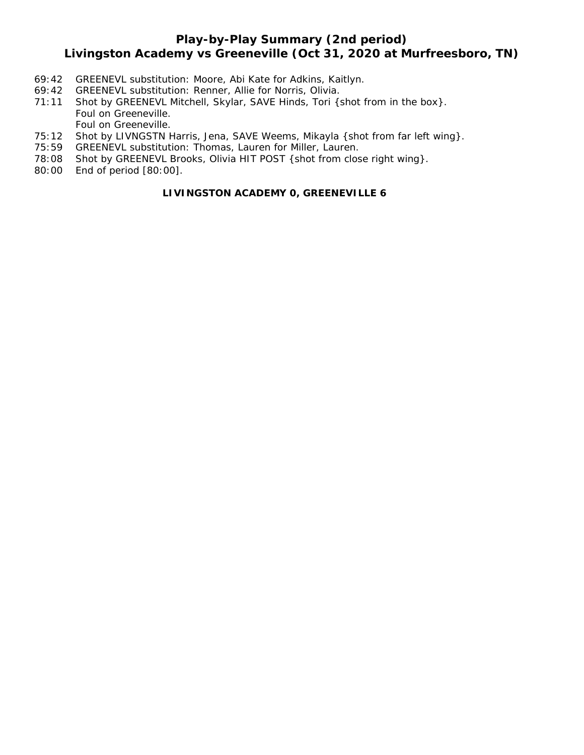## Play-by-Play Summary (2nd period)
## Livingston Academy vs Greeneville (Oct 31, 2020 at Murfreesboro, TN)

69:42 GREENEVL substitution: Moore, Abi Kate for Adkins, Kaitlyn.
69:42 GREENEVL substitution: Renner, Allie for Norris, Olivia.
71:11 Shot by GREENEVL Mitchell, Skylar, SAVE Hinds, Tori {shot from in the box}.
Foul on Greeneville.
Foul on Greeneville.
75:12 Shot by LIVNGSTN Harris, Jena, SAVE Weems, Mikayla {shot from far left wing}.
75:59 GREENEVL substitution: Thomas, Lauren for Miller, Lauren.
78:08 Shot by GREENEVL Brooks, Olivia HIT POST {shot from close right wing}.
80:00 End of period [80:00].

**LIVINGSTON ACADEMY 0, GREENEVILLE 6**